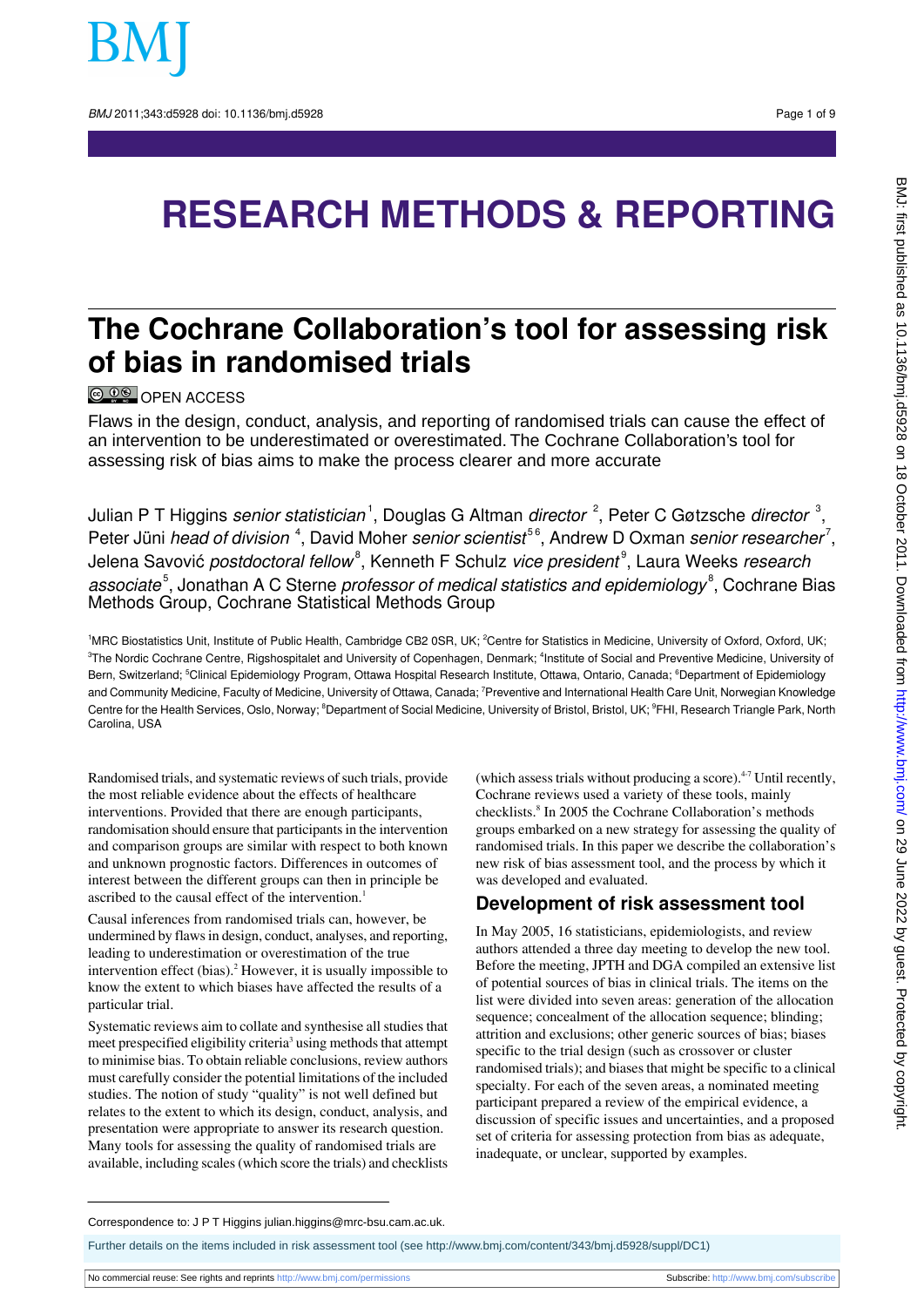# RESEARCH METHODS & REPORTING

## The Cochrane Collaboration's tool for assessing risk of bias in randomised trials

OPEN ACCESS

Flaws in the design, conduct, analysis, and reporting of randomised trials can cause the effect of an intervention to be underestimated or overestimated. The Cochrane Collaboration's tool for assessing risk of bias aims to make the process clearer and more accurate

Julian P T Higgins *senior statistician*[1], Douglas G Altman *director*[2], Peter C Gøtzsche *director*[3], Peter Jüni *head of division*[4], David Moher *senior scientist*[5,6], Andrew D Oxman *senior researcher*[7], Jelena Savović *postdoctoral fellow*[8], Kenneth F Schulz *vice president*[9], Laura Weeks *research associate*[5], Jonathan A C Sterne *professor of medical statistics and epidemiology*[8], Cochrane Bias Methods Group, Cochrane Statistical Methods Group

[1]MRC Biostatistics Unit, Institute of Public Health, Cambridge CB2 0SR, UK; [2]Centre for Statistics in Medicine, University of Oxford, Oxford, UK; [3]The Nordic Cochrane Centre, Rigshospitalet and University of Copenhagen, Denmark; [4]Institute of Social and Preventive Medicine, University of Bern, Switzerland; [5]Clinical Epidemiology Program, Ottawa Hospital Research Institute, Ottawa, Ontario, Canada; [6]Department of Epidemiology and Community Medicine, Faculty of Medicine, University of Ottawa, Canada; [7]Preventive and International Health Care Unit, Norwegian Knowledge Centre for the Health Services, Oslo, Norway; [8]Department of Social Medicine, University of Bristol, Bristol, UK; [9]FHI, Research Triangle Park, North Carolina, USA

Randomised trials, and systematic reviews of such trials, provide the most reliable evidence about the effects of healthcare interventions. Provided that there are enough participants, randomisation should ensure that participants in the intervention and comparison groups are similar with respect to both known and unknown prognostic factors. Differences in outcomes of interest between the different groups can then in principle be ascribed to the causal effect of the intervention.[1]

Causal inferences from randomised trials can, however, be undermined by flaws in design, conduct, analyses, and reporting, leading to underestimation or overestimation of the true intervention effect (bias).[2] However, it is usually impossible to know the extent to which biases have affected the results of a particular trial.

Systematic reviews aim to collate and synthesise all studies that meet prespecified eligibility criteria[3] using methods that attempt to minimise bias. To obtain reliable conclusions, review authors must carefully consider the potential limitations of the included studies. The notion of study "quality" is not well defined but relates to the extent to which its design, conduct, analysis, and presentation were appropriate to answer its research question. Many tools for assessing the quality of randomised trials are available, including scales (which score the trials) and checklists (which assess trials without producing a score).[4-7] Until recently, Cochrane reviews used a variety of these tools, mainly checklists.[8] In 2005 the Cochrane Collaboration's methods groups embarked on a new strategy for assessing the quality of randomised trials. In this paper we describe the collaboration's new risk of bias assessment tool, and the process by which it was developed and evaluated.

### Development of risk assessment tool

In May 2005, 16 statisticians, epidemiologists, and review authors attended a three day meeting to develop the new tool. Before the meeting, JPTH and DGA compiled an extensive list of potential sources of bias in clinical trials. The items on the list were divided into seven areas: generation of the allocation sequence; concealment of the allocation sequence; blinding; attrition and exclusions; other generic sources of bias; biases specific to the trial design (such as crossover or cluster randomised trials); and biases that might be specific to a clinical specialty. For each of the seven areas, a nominated meeting participant prepared a review of the empirical evidence, a discussion of specific issues and uncertainties, and a proposed set of criteria for assessing protection from bias as adequate, inadequate, or unclear, supported by examples.

Correspondence to: J P T Higgins julian.higgins@mrc-bsu.cam.ac.uk.

Further details on the items included in risk assessment tool (see http://www.bmj.com/content/343/bmj.d5928/suppl/DC1)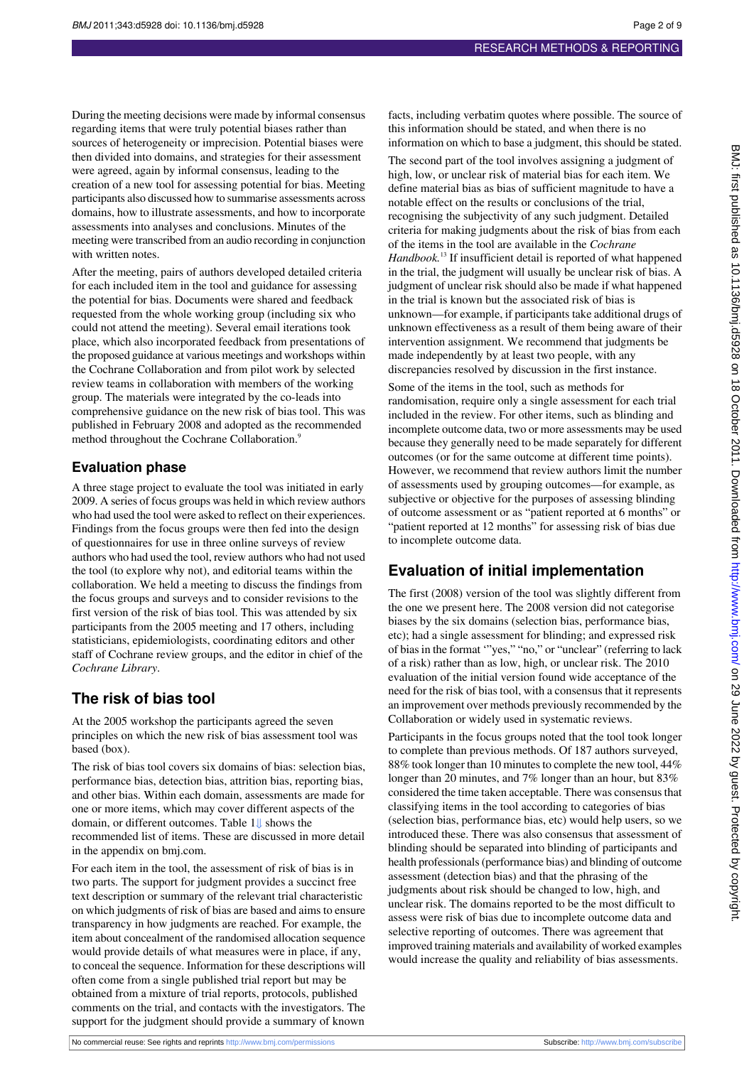During the meeting decisions were made by informal consensus regarding items that were truly potential biases rather than sources of heterogeneity or imprecision. Potential biases were then divided into domains, and strategies for their assessment were agreed, again by informal consensus, leading to the creation of a new tool for assessing potential for bias. Meeting participants also discussed how to summarise assessments across domains, how to illustrate assessments, and how to incorporate assessments into analyses and conclusions. Minutes of the meeting were transcribed from an audio recording in conjunction with written notes.

After the meeting, pairs of authors developed detailed criteria for each included item in the tool and guidance for assessing the potential for bias. Documents were shared and feedback requested from the whole working group (including six who could not attend the meeting). Several email iterations took place, which also incorporated feedback from presentations of the proposed guidance at various meetings and workshops within the Cochrane Collaboration and from pilot work by selected review teams in collaboration with members of the working group. The materials were integrated by the co-leads into comprehensive guidance on the new risk of bias tool. This was published in February 2008 and adopted as the recommended method throughout the Cochrane Collaboration.[9]

## Evaluation phase

A three stage project to evaluate the tool was initiated in early 2009. A series of focus groups was held in which review authors who had used the tool were asked to reflect on their experiences. Findings from the focus groups were then fed into the design of questionnaires for use in three online surveys of review authors who had used the tool, review authors who had not used the tool (to explore why not), and editorial teams within the collaboration. We held a meeting to discuss the findings from the focus groups and surveys and to consider revisions to the first version of the risk of bias tool. This was attended by six participants from the 2005 meeting and 17 others, including statisticians, epidemiologists, coordinating editors and other staff of Cochrane review groups, and the editor in chief of the *Cochrane Library*.

# The risk of bias tool

At the 2005 workshop the participants agreed the seven principles on which the new risk of bias assessment tool was based (box).

The risk of bias tool covers six domains of bias: selection bias, performance bias, detection bias, attrition bias, reporting bias, and other bias. Within each domain, assessments are made for one or more items, which may cover different aspects of the domain, or different outcomes. Table 1 shows the recommended list of items. These are discussed in more detail in the appendix on bmj.com.

For each item in the tool, the assessment of risk of bias is in two parts. The support for judgment provides a succinct free text description or summary of the relevant trial characteristic on which judgments of risk of bias are based and aims to ensure transparency in how judgments are reached. For example, the item about concealment of the randomised allocation sequence would provide details of what measures were in place, if any, to conceal the sequence. Information for these descriptions will often come from a single published trial report but may be obtained from a mixture of trial reports, protocols, published comments on the trial, and contacts with the investigators. The support for the judgment should provide a summary of known facts, including verbatim quotes where possible. The source of this information should be stated, and when there is no information on which to base a judgment, this should be stated.

The second part of the tool involves assigning a judgment of high, low, or unclear risk of material bias for each item. We define material bias as bias of sufficient magnitude to have a notable effect on the results or conclusions of the trial, recognising the subjectivity of any such judgment. Detailed criteria for making judgments about the risk of bias from each of the items in the tool are available in the *Cochrane Handbook*.[13] If insufficient detail is reported of what happened in the trial, the judgment will usually be unclear risk of bias. A judgment of unclear risk should also be made if what happened in the trial is known but the associated risk of bias is unknown—for example, if participants take additional drugs of unknown effectiveness as a result of them being aware of their intervention assignment. We recommend that judgments be made independently by at least two people, with any discrepancies resolved by discussion in the first instance.

Some of the items in the tool, such as methods for randomisation, require only a single assessment for each trial included in the review. For other items, such as blinding and incomplete outcome data, two or more assessments may be used because they generally need to be made separately for different outcomes (or for the same outcome at different time points). However, we recommend that review authors limit the number of assessments used by grouping outcomes—for example, as subjective or objective for the purposes of assessing blinding of outcome assessment or as "patient reported at 6 months" or "patient reported at 12 months" for assessing risk of bias due to incomplete outcome data.

# Evaluation of initial implementation

The first (2008) version of the tool was slightly different from the one we present here. The 2008 version did not categorise biases by the six domains (selection bias, performance bias, etc); had a single assessment for blinding; and expressed risk of bias in the format '"yes," "no," or "unclear" (referring to lack of a risk) rather than as low, high, or unclear risk. The 2010 evaluation of the initial version found wide acceptance of the need for the risk of bias tool, with a consensus that it represents an improvement over methods previously recommended by the Collaboration or widely used in systematic reviews.

Participants in the focus groups noted that the tool took longer to complete than previous methods. Of 187 authors surveyed, 88% took longer than 10 minutes to complete the new tool, 44% longer than 20 minutes, and 7% longer than an hour, but 83% considered the time taken acceptable. There was consensus that classifying items in the tool according to categories of bias (selection bias, performance bias, etc) would help users, so we introduced these. There was also consensus that assessment of blinding should be separated into blinding of participants and health professionals (performance bias) and blinding of outcome assessment (detection bias) and that the phrasing of the judgments about risk should be changed to low, high, and unclear risk. The domains reported to be the most difficult to assess were risk of bias due to incomplete outcome data and selective reporting of outcomes. There was agreement that improved training materials and availability of worked examples would increase the quality and reliability of bias assessments.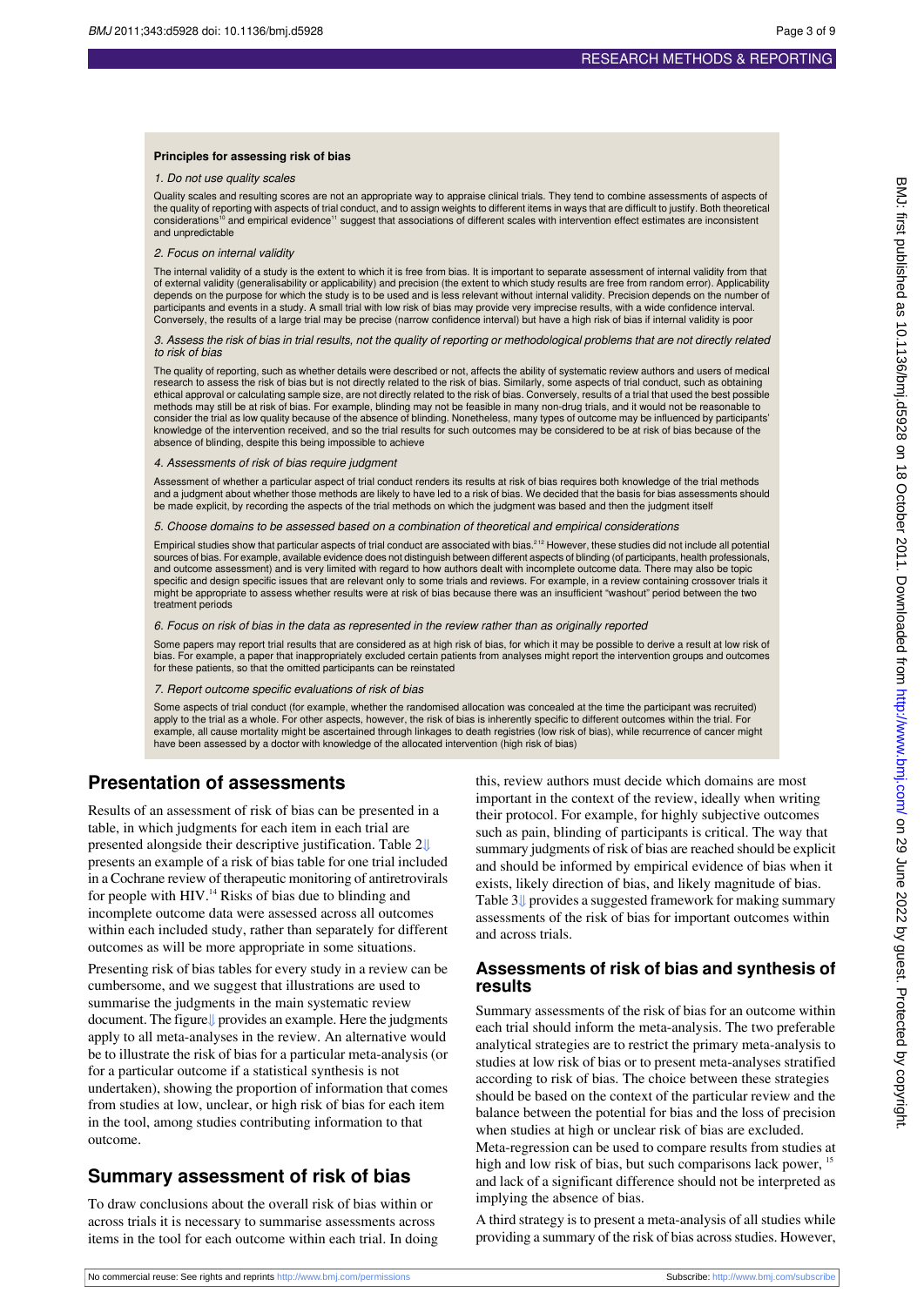**Principles for assessing risk of bias**

*1. Do not use quality scales*

Quality scales and resulting scores are not an appropriate way to appraise clinical trials. They tend to combine assessments of aspects of the quality of reporting with aspects of trial conduct, and to assign weights to different items in ways that are difficult to justify. Both theoretical considerations[10] and empirical evidence[11] suggest that associations of different scales with intervention effect estimates are inconsistent and unpredictable

*2. Focus on internal validity*

The internal validity of a study is the extent to which it is free from bias. It is important to separate assessment of internal validity from that of external validity (generalisability or applicability) and precision (the extent to which study results are free from random error). Applicability depends on the purpose for which the study is to be used and is less relevant without internal validity. Precision depends on the number of participants and events in a study. A small trial with low risk of bias may provide very imprecise results, with a wide confidence interval. Conversely, the results of a large trial may be precise (narrow confidence interval) but have a high risk of bias if internal validity is poor

*3. Assess the risk of bias in trial results, not the quality of reporting or methodological problems that are not directly related to risk of bias*

The quality of reporting, such as whether details were described or not, affects the ability of systematic review authors and users of medical research to assess the risk of bias but is not directly related to the risk of bias. Similarly, some aspects of trial conduct, such as obtaining ethical approval or calculating sample size, are not directly related to the risk of bias. Conversely, results of a trial that used the best possible methods may still be at risk of bias. For example, blinding may not be feasible in many non-drug trials, and it would not be reasonable to consider the trial as low quality because of the absence of blinding. Nonetheless, many types of outcome may be influenced by participants' knowledge of the intervention received, and so the trial results for such outcomes may be considered to be at risk of bias because of the absence of blinding, despite this being impossible to achieve

*4. Assessments of risk of bias require judgment*

Assessment of whether a particular aspect of trial conduct renders its results at risk of bias requires both knowledge of the trial methods and a judgment about whether those methods are likely to have led to a risk of bias. We decided that the basis for bias assessments should be made explicit, by recording the aspects of the trial methods on which the judgment was based and then the judgment itself

*5. Choose domains to be assessed based on a combination of theoretical and empirical considerations*

Empirical studies show that particular aspects of trial conduct are associated with bias.[2,12] However, these studies did not include all potential sources of bias. For example, available evidence does not distinguish between different aspects of blinding (of participants, health professionals, and outcome assessment) and is very limited with regard to how authors dealt with incomplete outcome data. There may also be topic specific and design specific issues that are relevant only to some trials and reviews. For example, in a review containing crossover trials it might be appropriate to assess whether results were at risk of bias because there was an insufficient "washout" period between the two treatment periods

*6. Focus on risk of bias in the data as represented in the review rather than as originally reported*

Some papers may report trial results that are considered as at high risk of bias, for which it may be possible to derive a result at low risk of bias. For example, a paper that inappropriately excluded certain patients from analyses might report the intervention groups and outcomes for these patients, so that the omitted participants can be reinstated

*7. Report outcome specific evaluations of risk of bias*

Some aspects of trial conduct (for example, whether the randomised allocation was concealed at the time the participant was recruited) apply to the trial as a whole. For other aspects, however, the risk of bias is inherently specific to different outcomes within the trial. For example, all cause mortality might be ascertained through linkages to death registries (low risk of bias), while recurrence of cancer might have been assessed by a doctor with knowledge of the allocated intervention (high risk of bias)

## Presentation of assessments

Results of an assessment of risk of bias can be presented in a table, in which judgments for each item in each trial are presented alongside their descriptive justification. Table 2⇓ presents an example of a risk of bias table for one trial included in a Cochrane review of therapeutic monitoring of antiretrovirals for people with HIV.[14] Risks of bias due to blinding and incomplete outcome data were assessed across all outcomes within each included study, rather than separately for different outcomes as will be more appropriate in some situations.

Presenting risk of bias tables for every study in a review can be cumbersome, and we suggest that illustrations are used to summarise the judgments in the main systematic review document. The figure⇓ provides an example. Here the judgments apply to all meta-analyses in the review. An alternative would be to illustrate the risk of bias for a particular meta-analysis (or for a particular outcome if a statistical synthesis is not undertaken), showing the proportion of information that comes from studies at low, unclear, or high risk of bias for each item in the tool, among studies contributing information to that outcome.

## Summary assessment of risk of bias

To draw conclusions about the overall risk of bias within or across trials it is necessary to summarise assessments across items in the tool for each outcome within each trial. In doing this, review authors must decide which domains are most important in the context of the review, ideally when writing their protocol. For example, for highly subjective outcomes such as pain, blinding of participants is critical. The way that summary judgments of risk of bias are reached should be explicit and should be informed by empirical evidence of bias when it exists, likely direction of bias, and likely magnitude of bias. Table 3⇓ provides a suggested framework for making summary assessments of the risk of bias for important outcomes within and across trials.

## Assessments of risk of bias and synthesis of results

Summary assessments of the risk of bias for an outcome within each trial should inform the meta-analysis. The two preferable analytical strategies are to restrict the primary meta-analysis to studies at low risk of bias or to present meta-analyses stratified according to risk of bias. The choice between these strategies should be based on the context of the particular review and the balance between the potential for bias and the loss of precision when studies at high or unclear risk of bias are excluded. Meta-regression can be used to compare results from studies at high and low risk of bias, but such comparisons lack power,[15] and lack of a significant difference should not be interpreted as implying the absence of bias.

A third strategy is to present a meta-analysis of all studies while providing a summary of the risk of bias across studies. However,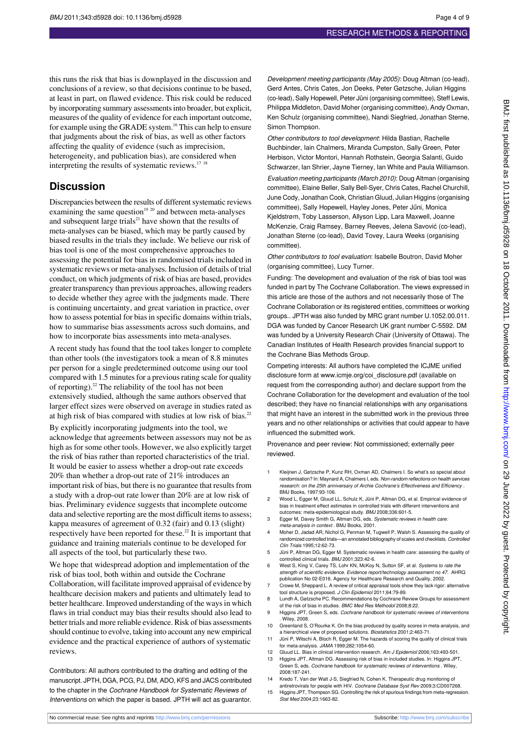this runs the risk that bias is downplayed in the discussion and conclusions of a review, so that decisions continue to be based, at least in part, on flawed evidence. This risk could be reduced by incorporating summary assessments into broader, but explicit, measures of the quality of evidence for each important outcome, for example using the GRADE system.[16] This can help to ensure that judgments about the risk of bias, as well as other factors affecting the quality of evidence (such as imprecision, heterogeneity, and publication bias), are considered when interpreting the results of systematic reviews.[17 18]

## Discussion

Discrepancies between the results of different systematic reviews examining the same question[19 20] and between meta-analyses and subsequent large trials[21] have shown that the results of meta-analyses can be biased, which may be partly caused by biased results in the trials they include. We believe our risk of bias tool is one of the most comprehensive approaches to assessing the potential for bias in randomised trials included in systematic reviews or meta-analyses. Inclusion of details of trial conduct, on which judgments of risk of bias are based, provides greater transparency than previous approaches, allowing readers to decide whether they agree with the judgments made. There is continuing uncertainty, and great variation in practice, over how to assess potential for bias in specific domains within trials, how to summarise bias assessments across such domains, and how to incorporate bias assessments into meta-analyses.

A recent study has found that the tool takes longer to complete than other tools (the investigators took a mean of 8.8 minutes per person for a single predetermined outcome using our tool compared with 1.5 minutes for a previous rating scale for quality of reporting).[22] The reliability of the tool has not been extensively studied, although the same authors observed that larger effect sizes were observed on average in studies rated as at high risk of bias compared with studies at low risk of bias.[22]

By explicitly incorporating judgments into the tool, we acknowledge that agreements between assessors may not be as high as for some other tools. However, we also explicitly target the risk of bias rather than reported characteristics of the trial. It would be easier to assess whether a drop-out rate exceeds 20% than whether a drop-out rate of 21% introduces an important risk of bias, but there is no guarantee that results from a study with a drop-out rate lower than 20% are at low risk of bias. Preliminary evidence suggests that incomplete outcome data and selective reporting are the most difficult items to assess; kappa measures of agreement of 0.32 (fair) and 0.13 (slight) respectively have been reported for these.[22] It is important that guidance and training materials continue to be developed for all aspects of the tool, but particularly these two.

We hope that widespread adoption and implementation of the risk of bias tool, both within and outside the Cochrane Collaboration, will facilitate improved appraisal of evidence by healthcare decision makers and patients and ultimately lead to better healthcare. Improved understanding of the ways in which flaws in trial conduct may bias their results should also lead to better trials and more reliable evidence. Risk of bias assessments should continue to evolve, taking into account any new empirical evidence and the practical experience of authors of systematic reviews.

Contributors: All authors contributed to the drafting and editing of the manuscript. JPTH, DGA, PCG, PJ, DM, ADO, KFS and JACS contributed to the chapter in the *Cochrane Handbook for Systematic Reviews of Interventions* on which the paper is based. JPTH will act as guarantor.

*Development meeting participants (May 2005)*: Doug Altman (co-lead), Gerd Antes, Chris Cates, Jon Deeks, Peter Gøtzsche, Julian Higgins (co-lead), Sally Hopewell, Peter Jüni (organising committee), Steff Lewis, Philippa Middleton, David Moher (organising committee), Andy Oxman, Ken Schulz (organising committee), Nandi Siegfried, Jonathan Sterne, Simon Thompson.

*Other contributors to tool development*: Hilda Bastian, Rachelle Buchbinder, Iain Chalmers, Miranda Cumpston, Sally Green, Peter Herbison, Victor Montori, Hannah Rothstein, Georgia Salanti, Guido Schwarzer, Ian Shrier, Jayne Tierney, Ian White and Paula Williamson.

*Evaluation meeting participants (March 2010)*: Doug Altman (organising committee), Elaine Beller, Sally Bell-Syer, Chris Cates, Rachel Churchill, June Cody, Jonathan Cook, Christian Gluud, Julian Higgins (organising committee), Sally Hopewell, Hayley Jones, Peter Jüni, Monica Kjeldstrøm, Toby Lasserson, Allyson Lipp, Lara Maxwell, Joanne McKenzie, Craig Ramsey, Barney Reeves, Jelena Savović (co-lead), Jonathan Sterne (co-lead), David Tovey, Laura Weeks (organising committee).

*Other contributors to tool evaluation*: Isabelle Boutron, David Moher (organising committee), Lucy Turner.

Funding: The development and evaluation of the risk of bias tool was funded in part by The Cochrane Collaboration. The views expressed in this article are those of the authors and not necessarily those of The Cochrane Collaboration or its registered entities, committees or working groups.. JPTH was also funded by MRC grant number U.1052.00.011. DGA was funded by Cancer Research UK grant number C-5592. DM was funded by a University Research Chair (University of Ottawa). The Canadian Institutes of Health Research provides financial support to the Cochrane Bias Methods Group.

Competing interests: All authors have completed the ICJME unified disclosure form at www.icmje.org/coi_disclosure.pdf (available on request from the corresponding author) and declare support from the Cochrane Collaboration for the development and evaluation of the tool described; they have no financial relationships with any organisations that might have an interest in the submitted work in the previous three years and no other relationships or activities that could appear to have influenced the submitted work.

Provenance and peer review: Not commissioned; externally peer reviewed.

1. Kleijnen J, Gøtzsche P, Kunz RH, Oxman AD, Chalmers I. So what's so special about randomisation? In: Maynard A, Chalmers I, eds. *Non-random reflections on health services research: on the 25th anniversary of Archie Cochrane's Effectiveness and Efficiency*. BMJ Books, 1997:93-106.
2. Wood L, Egger M, Gluud LL, Schulz K, Jüni P, Altman DG, et al. Empirical evidence of bias in treatment effect estimates in controlled trials with different interventions and outcomes: meta-epidemiological study. *BMJ* 2008;336:601-5.
3. Egger M, Davey Smith G, Altman DG, eds. *Systematic reviews in health care: meta-analysis in context*. BMJ Books, 2001.
4. Moher D, Jadad AR, Nichol G, Penman M, Tugwell P, Walsh S. Assessing the quality of randomized controlled trials—an annotated bibliography of scales and checklists. *Controlled Clin Trials* 1995;12:62-73.
5. Jüni P, Altman DG, Egger M. Systematic reviews in health care: assessing the quality of controlled clinical trials. *BMJ* 2001;323:42-6.
6. West S, King V, Carey TS, Lohr KN, McKoy N, Sutton SF, et al. *Systems to rate the strength of scientific evidence. Evidence report/technology assessment no 47.* AHRQ publication No 02-E016. Agency for Healthcare Research and Quality, 2002.
7. Crowe M, Sheppard L. A review of critical appraisal tools show they lack rigor: alternative tool structure is proposed. *J Clin Epidemiol* 2011;64:79-89.
8. Lundh A, Gøtzsche PC. Recommendations by Cochrane Review Groups for assessment of the risk of bias in studies. *BMC Med Res Methodol* 2008;8:22.
9. Higgins JPT, Green S, eds. *Cochrane handbook for systematic reviews of interventions*. Wiley, 2008.
10. Greenland S, O'Rourke K. On the bias produced by quality scores in meta-analysis, and a hierarchical view of proposed solutions. *Biostatistics* 2001;2:463-71.
11. Jüni P, Witschi A, Bloch R, Egger M. The hazards of scoring the quality of clinical trials for meta-analysis. *JAMA* 1999;282:1054-60.
12. Gluud LL. Bias in clinical intervention research. *Am J Epidemiol* 2006;163:493-501.
13. Higgins JPT, Altman DG. Assessing risk of bias in included studies. In: Higgins JPT, Green S, eds. *Cochrane handbook for systematic reviews of interventions*. Wiley, 2008:187-241.
14. Kredo T, Van der Walt J-S, Siegfried N, Cohen K. Therapeutic drug monitoring of antiretrovirals for people with HIV. *Cochrane Database Syst Rev* 2009;3:CD007268.
15. Higgins JPT, Thompson SG. Controlling the risk of spurious findings from meta-regression. *Stat Med* 2004;23:1663-82.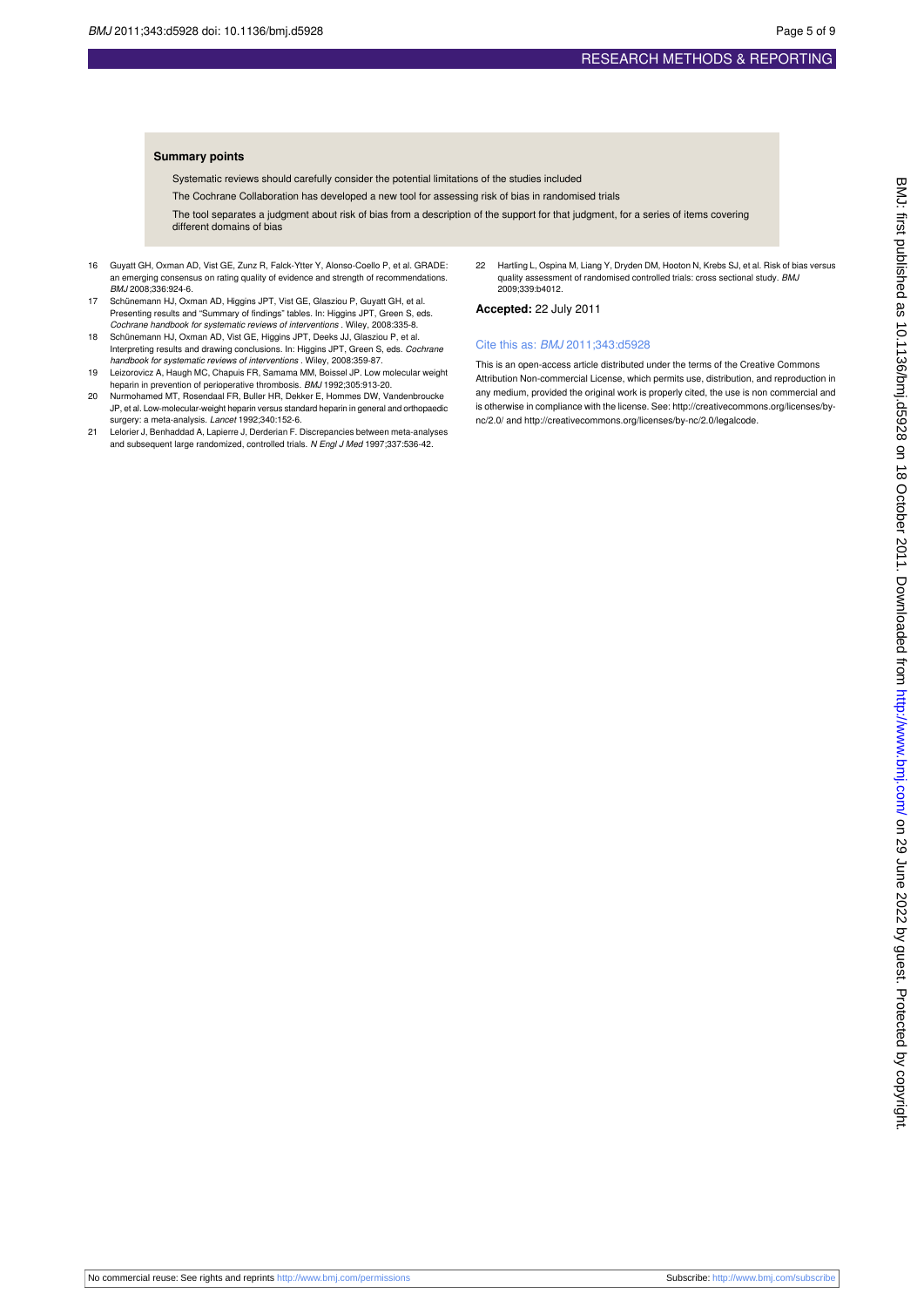### Summary points

- Systematic reviews should carefully consider the potential limitations of the studies included
- The Cochrane Collaboration has developed a new tool for assessing risk of bias in randomised trials
- The tool separates a judgment about risk of bias from a description of the support for that judgment, for a series of items covering different domains of bias

16 Guyatt GH, Oxman AD, Vist GE, Zunz R, Falck-Ytter Y, Alonso-Coello P, et al. GRADE: an emerging consensus on rating quality of evidence and strength of recommendations. *BMJ* 2008;336:924-6.

17 Schünemann HJ, Oxman AD, Higgins JPT, Vist GE, Glasziou P, Guyatt GH, et al. Presenting results and "Summary of findings" tables. In: Higgins JPT, Green S, eds. *Cochrane handbook for systematic reviews of interventions* . Wiley, 2008:335-8.

18 Schünemann HJ, Oxman AD, Vist GE, Higgins JPT, Deeks JJ, Glasziou P, et al. Interpreting results and drawing conclusions. In: Higgins JPT, Green S, eds. *Cochrane handbook for systematic reviews of interventions* . Wiley, 2008:359-87.

19 Leizorovicz A, Haugh MC, Chapuis FR, Samama MM, Boissel JP. Low molecular weight heparin in prevention of perioperative thrombosis. *BMJ* 1992;305:913-20.

20 Nurmohamed MT, Rosendaal FR, Buller HR, Dekker E, Hommes DW, Vandenbroucke JP, et al. Low-molecular-weight heparin versus standard heparin in general and orthopaedic surgery: a meta-analysis. *Lancet* 1992;340:152-6.

21 Lelorier J, Benhaddad A, Lapierre J, Derderian F. Discrepancies between meta-analyses and subsequent large randomized, controlled trials. *N Engl J Med* 1997;337:536-42.

22 Hartling L, Ospina M, Liang Y, Dryden DM, Hooton N, Krebs SJ, et al. Risk of bias versus quality assessment of randomised controlled trials: cross sectional study. *BMJ* 2009;339:b4012.

**Accepted:** 22 July 2011

Cite this as: *BMJ* 2011;343:d5928

This is an open-access article distributed under the terms of the Creative Commons Attribution Non-commercial License, which permits use, distribution, and reproduction in any medium, provided the original work is properly cited, the use is non commercial and is otherwise in compliance with the license. See: http://creativecommons.org/licenses/by-nc/2.0/ and http://creativecommons.org/licenses/by-nc/2.0/legalcode.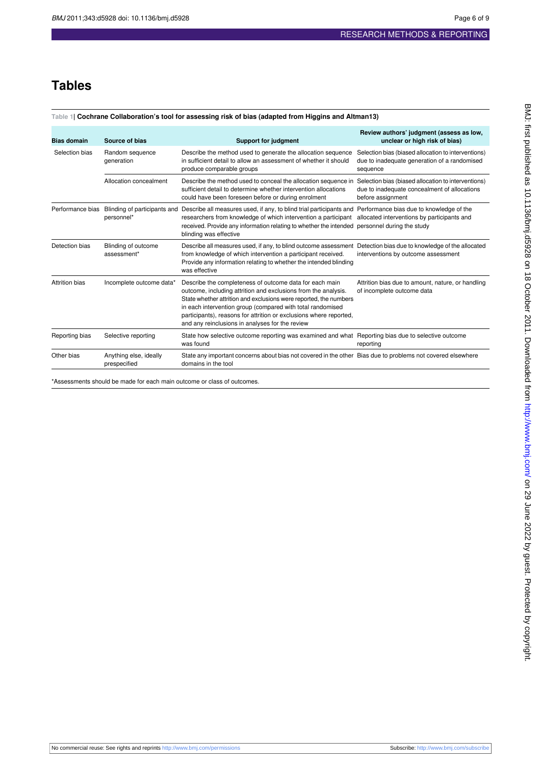# Tables

**Table 1| Cochrane Collaboration's tool for assessing risk of bias (adapted from Higgins and Altman13)**

| Bias domain | Source of bias | Support for judgment | Review authors' judgment (assess as low, unclear or high risk of bias) |
|---|---|---|---|
| Selection bias | Random sequence generation | Describe the method used to generate the allocation sequence in sufficient detail to allow an assessment of whether it should produce comparable groups | Selection bias (biased allocation to interventions) due to inadequate generation of a randomised sequence |
| | Allocation concealment | Describe the method used to conceal the allocation sequence in sufficient detail to determine whether intervention allocations could have been foreseen before or during enrolment | Selection bias (biased allocation to interventions) due to inadequate concealment of allocations before assignment |
| Performance bias | Blinding of participants and personnel* | Describe all measures used, if any, to blind trial participants and researchers from knowledge of which intervention a participant received. Provide any information relating to whether the intended blinding was effective | Performance bias due to knowledge of the allocated interventions by participants and personnel during the study |
| Detection bias | Blinding of outcome assessment* | Describe all measures used, if any, to blind outcome assessment from knowledge of which intervention a participant received. Provide any information relating to whether the intended blinding was effective | Detection bias due to knowledge of the allocated interventions by outcome assessment |
| Attrition bias | Incomplete outcome data* | Describe the completeness of outcome data for each main outcome, including attrition and exclusions from the analysis. State whether attrition and exclusions were reported, the numbers in each intervention group (compared with total randomised participants), reasons for attrition or exclusions where reported, and any reinclusions in analyses for the review | Attrition bias due to amount, nature, or handling of incomplete outcome data |
| Reporting bias | Selective reporting | State how selective outcome reporting was examined and what was found | Reporting bias due to selective outcome reporting |
| Other bias | Anything else, ideally prespecified | State any important concerns about bias not covered in the other domains in the tool | Bias due to problems not covered elsewhere |

*Assessments should be made for each main outcome or class of outcomes.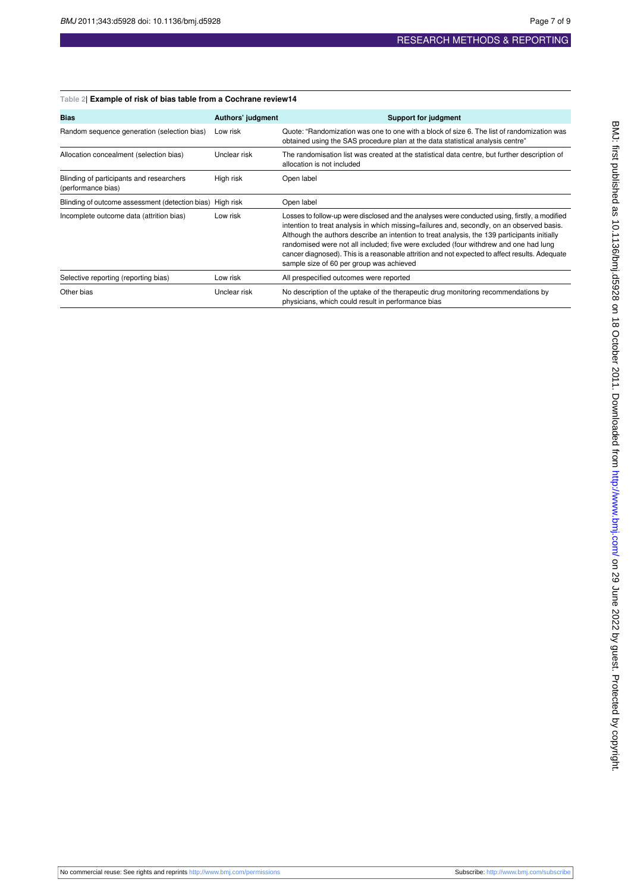Table 2| **Example of risk of bias table from a Cochrane review14**

| Bias | Authors' judgment | Support for judgment |
|---|---|---|
| Random sequence generation (selection bias) | Low risk | Quote: "Randomization was one to one with a block of size 6. The list of randomization was obtained using the SAS procedure plan at the data statistical analysis centre" |
| Allocation concealment (selection bias) | Unclear risk | The randomisation list was created at the statistical data centre, but further description of allocation is not included |
| Blinding of participants and researchers (performance bias) | High risk | Open label |
| Blinding of outcome assessment (detection bias) | High risk | Open label |
| Incomplete outcome data (attrition bias) | Low risk | Losses to follow-up were disclosed and the analyses were conducted using, firstly, a modified intention to treat analysis in which missing=failures and, secondly, on an observed basis. Although the authors describe an intention to treat analysis, the 139 participants initially randomised were not all included; five were excluded (four withdrew and one had lung cancer diagnosed). This is a reasonable attrition and not expected to affect results. Adequate sample size of 60 per group was achieved |
| Selective reporting (reporting bias) | Low risk | All prespecified outcomes were reported |
| Other bias | Unclear risk | No description of the uptake of the therapeutic drug monitoring recommendations by physicians, which could result in performance bias |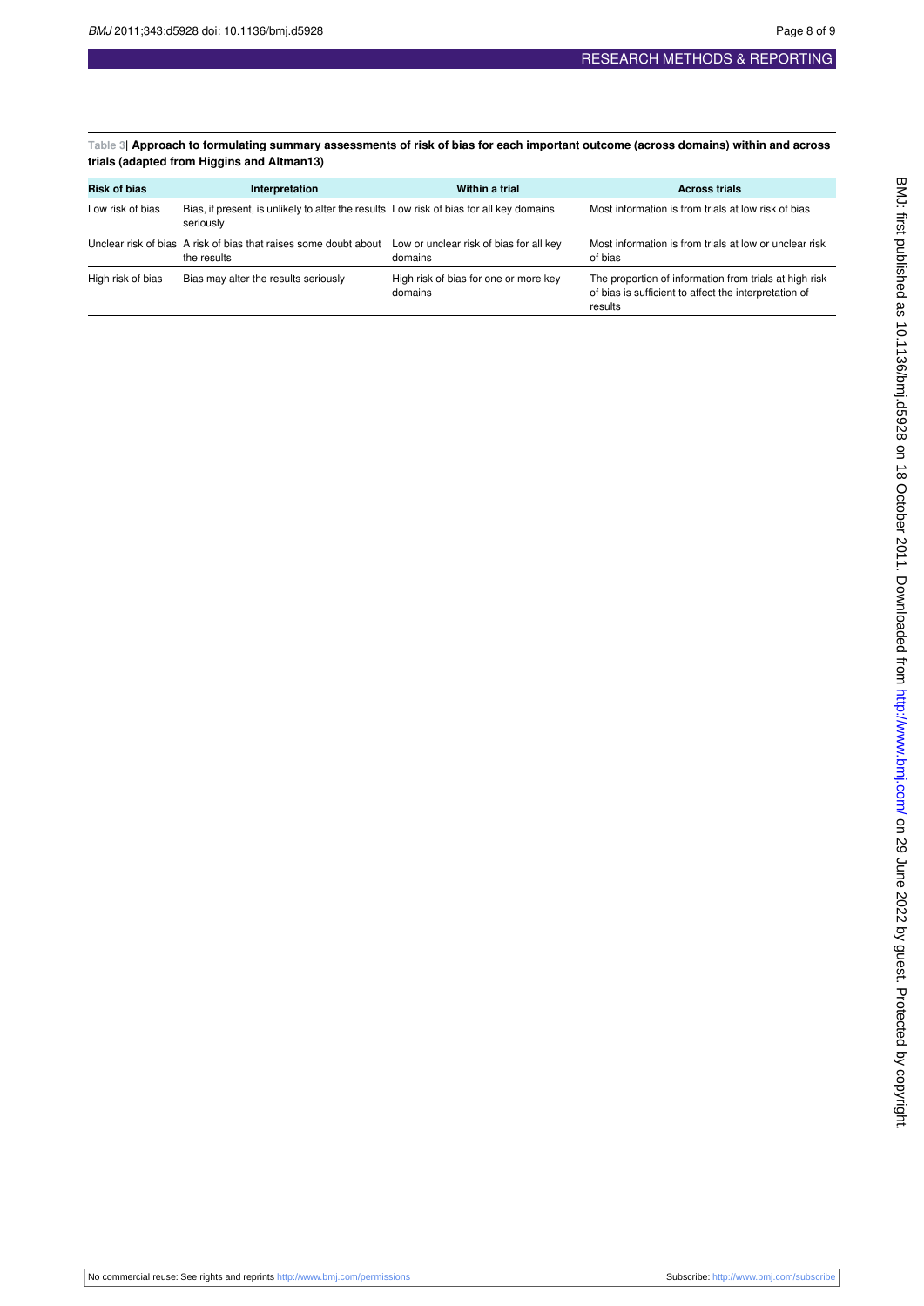**Table 3| Approach to formulating summary assessments of risk of bias for each important outcome (across domains) within and across trials (adapted from Higgins and Altman13)**

| Risk of bias | Interpretation | Within a trial | Across trials |
|---|---|---|---|
| Low risk of bias | Bias, if present, is unlikely to alter the results seriously | Low risk of bias for all key domains | Most information is from trials at low risk of bias |
| Unclear risk of bias | A risk of bias that raises some doubt about the results | Low or unclear risk of bias for all key domains | Most information is from trials at low or unclear risk of bias |
| High risk of bias | Bias may alter the results seriously | High risk of bias for one or more key domains | The proportion of information from trials at high risk of bias is sufficient to affect the interpretation of results |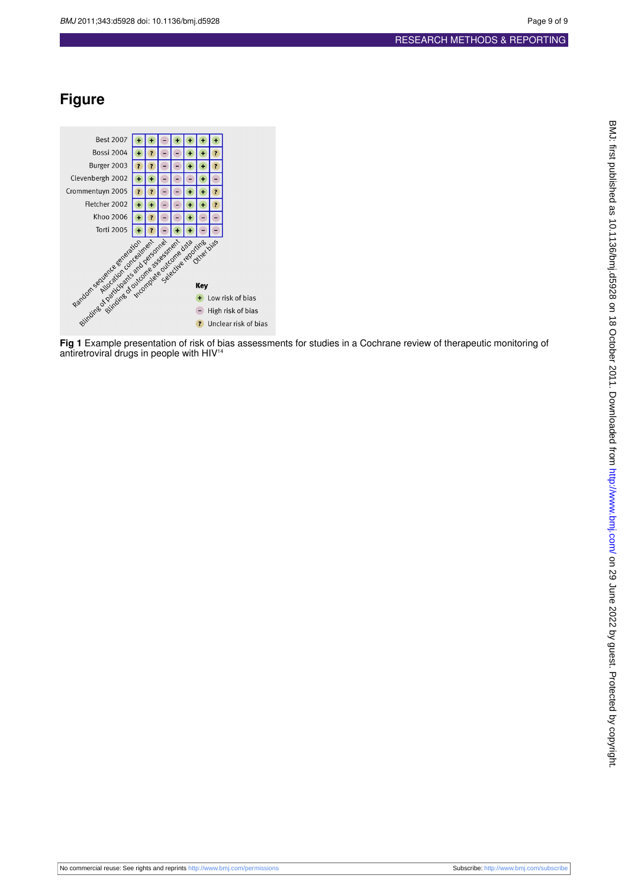# Figure

Best 2007

Bossi 2004

Burger 2003

Clevenbergh 2002

Crommentuyn 2005

Fletcher 2002

Khoo 2006

Torti 2005

Random sequence generation

Allocation concealment

Blinding of participants and personnel

Blinding of outcome assessment

Incomplete outcome data

Selective reporting

Other bias

**Key**

Low risk of bias

High risk of bias

Unclear risk of bias

**Fig 1** Example presentation of risk of bias assessments for studies in a Cochrane review of therapeutic monitoring of antiretroviral drugs in people with HIV[14]